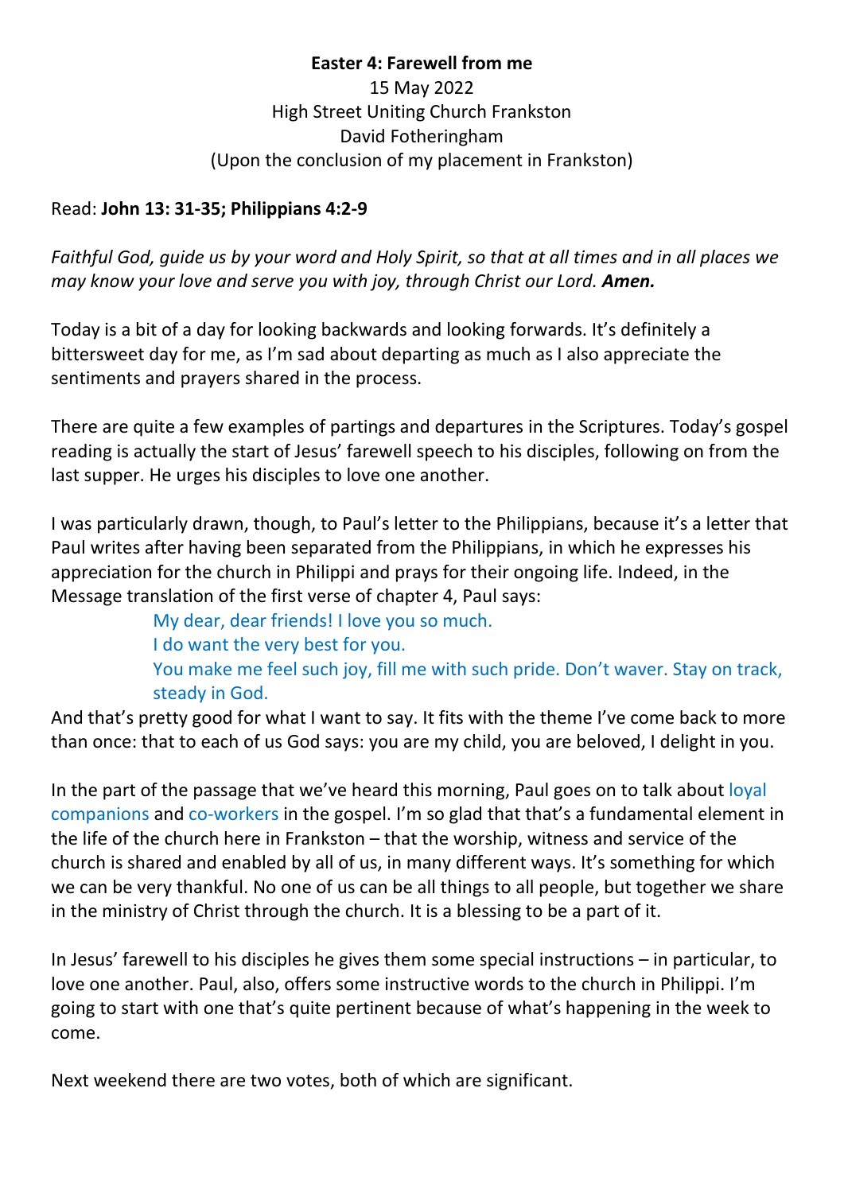**Easter 4: Farewell from me**
15 May 2022
High Street Uniting Church Frankston
David Fotheringham
(Upon the conclusion of my placement in Frankston)

Read: **John 13: 31-35; Philippians 4:2-9**

*Faithful God, guide us by your word and Holy Spirit, so that at all times and in all places we may know your love and serve you with joy, through Christ our Lord.* ***Amen.***

Today is a bit of a day for looking backwards and looking forwards. It's definitely a bittersweet day for me, as I'm sad about departing as much as I also appreciate the sentiments and prayers shared in the process.

There are quite a few examples of partings and departures in the Scriptures. Today's gospel reading is actually the start of Jesus' farewell speech to his disciples, following on from the last supper. He urges his disciples to love one another.

I was particularly drawn, though, to Paul's letter to the Philippians, because it's a letter that Paul writes after having been separated from the Philippians, in which he expresses his appreciation for the church in Philippi and prays for their ongoing life. Indeed, in the Message translation of the first verse of chapter 4, Paul says:

> My dear, dear friends! I love you so much.
> I do want the very best for you.
> You make me feel such joy, fill me with such pride. Don't waver. Stay on track, steady in God.

And that's pretty good for what I want to say. It fits with the theme I've come back to more than once: that to each of us God says: you are my child, you are beloved, I delight in you.

In the part of the passage that we've heard this morning, Paul goes on to talk about loyal companions and co-workers in the gospel. I'm so glad that that's a fundamental element in the life of the church here in Frankston – that the worship, witness and service of the church is shared and enabled by all of us, in many different ways. It's something for which we can be very thankful. No one of us can be all things to all people, but together we share in the ministry of Christ through the church. It is a blessing to be a part of it.

In Jesus' farewell to his disciples he gives them some special instructions – in particular, to love one another. Paul, also, offers some instructive words to the church in Philippi. I'm going to start with one that's quite pertinent because of what's happening in the week to come.

Next weekend there are two votes, both of which are significant.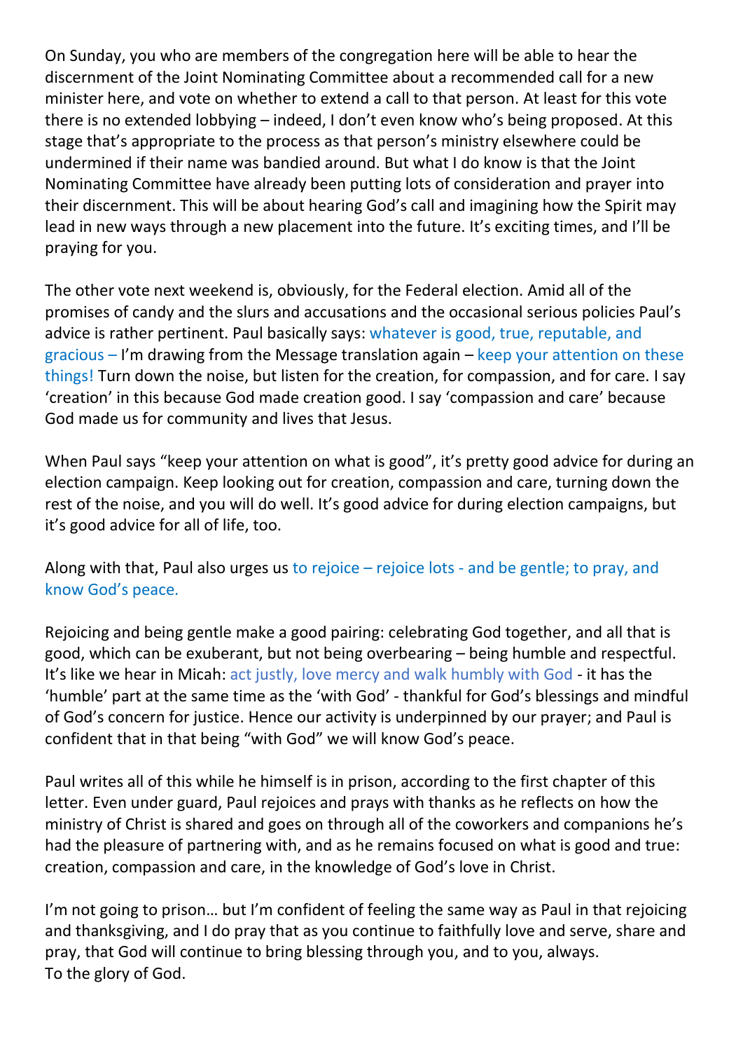On Sunday, you who are members of the congregation here will be able to hear the discernment of the Joint Nominating Committee about a recommended call for a new minister here, and vote on whether to extend a call to that person. At least for this vote there is no extended lobbying – indeed, I don't even know who's being proposed. At this stage that's appropriate to the process as that person's ministry elsewhere could be undermined if their name was bandied around. But what I do know is that the Joint Nominating Committee have already been putting lots of consideration and prayer into their discernment. This will be about hearing God's call and imagining how the Spirit may lead in new ways through a new placement into the future. It's exciting times, and I'll be praying for you.

The other vote next weekend is, obviously, for the Federal election. Amid all of the promises of candy and the slurs and accusations and the occasional serious policies Paul's advice is rather pertinent. Paul basically says: whatever is good, true, reputable, and gracious – I'm drawing from the Message translation again – keep your attention on these things! Turn down the noise, but listen for the creation, for compassion, and for care. I say 'creation' in this because God made creation good. I say 'compassion and care' because God made us for community and lives that Jesus.

When Paul says "keep your attention on what is good", it's pretty good advice for during an election campaign. Keep looking out for creation, compassion and care, turning down the rest of the noise, and you will do well. It's good advice for during election campaigns, but it's good advice for all of life, too.

Along with that, Paul also urges us to rejoice – rejoice lots - and be gentle; to pray, and know God's peace.

Rejoicing and being gentle make a good pairing: celebrating God together, and all that is good, which can be exuberant, but not being overbearing – being humble and respectful. It's like we hear in Micah: act justly, love mercy and walk humbly with God - it has the 'humble' part at the same time as the 'with God' - thankful for God's blessings and mindful of God's concern for justice. Hence our activity is underpinned by our prayer; and Paul is confident that in that being "with God" we will know God's peace.

Paul writes all of this while he himself is in prison, according to the first chapter of this letter. Even under guard, Paul rejoices and prays with thanks as he reflects on how the ministry of Christ is shared and goes on through all of the coworkers and companions he's had the pleasure of partnering with, and as he remains focused on what is good and true: creation, compassion and care, in the knowledge of God's love in Christ.

I'm not going to prison… but I'm confident of feeling the same way as Paul in that rejoicing and thanksgiving, and I do pray that as you continue to faithfully love and serve, share and pray, that God will continue to bring blessing through you, and to you, always.
To the glory of God.